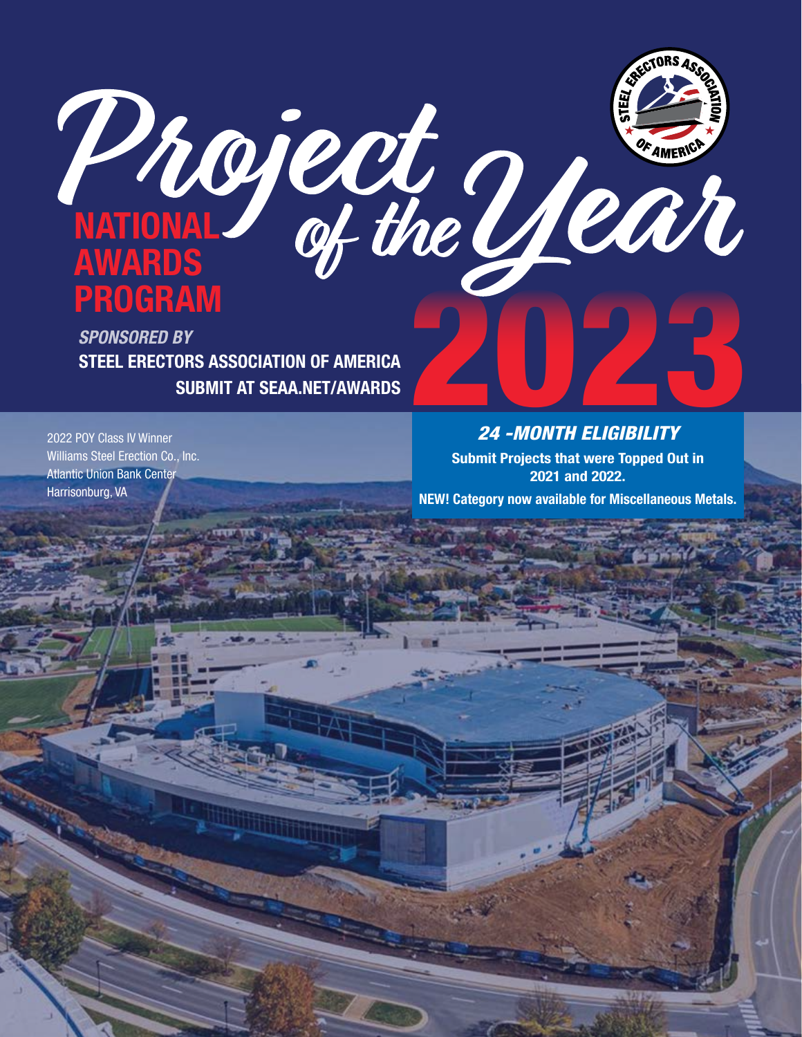# Project of the Year 2023

## NATIONAL AWARDS PROGRAM

*SPONSORED BY*

**STEEL ERECTORS ASSOCIATION OF AMERICA**

**SUBMIT AT SEAA.NET/AWARDS**

2022 POY Class IV Winner
Williams Steel Erection Co., Inc.
Atlantic Union Bank Center
Harrisonburg, VA

### *24 -MONTH ELIGIBILITY*

**Submit Projects that were Topped Out in 2021 and 2022.**

**NEW! Category now available for Miscellaneous Metals.**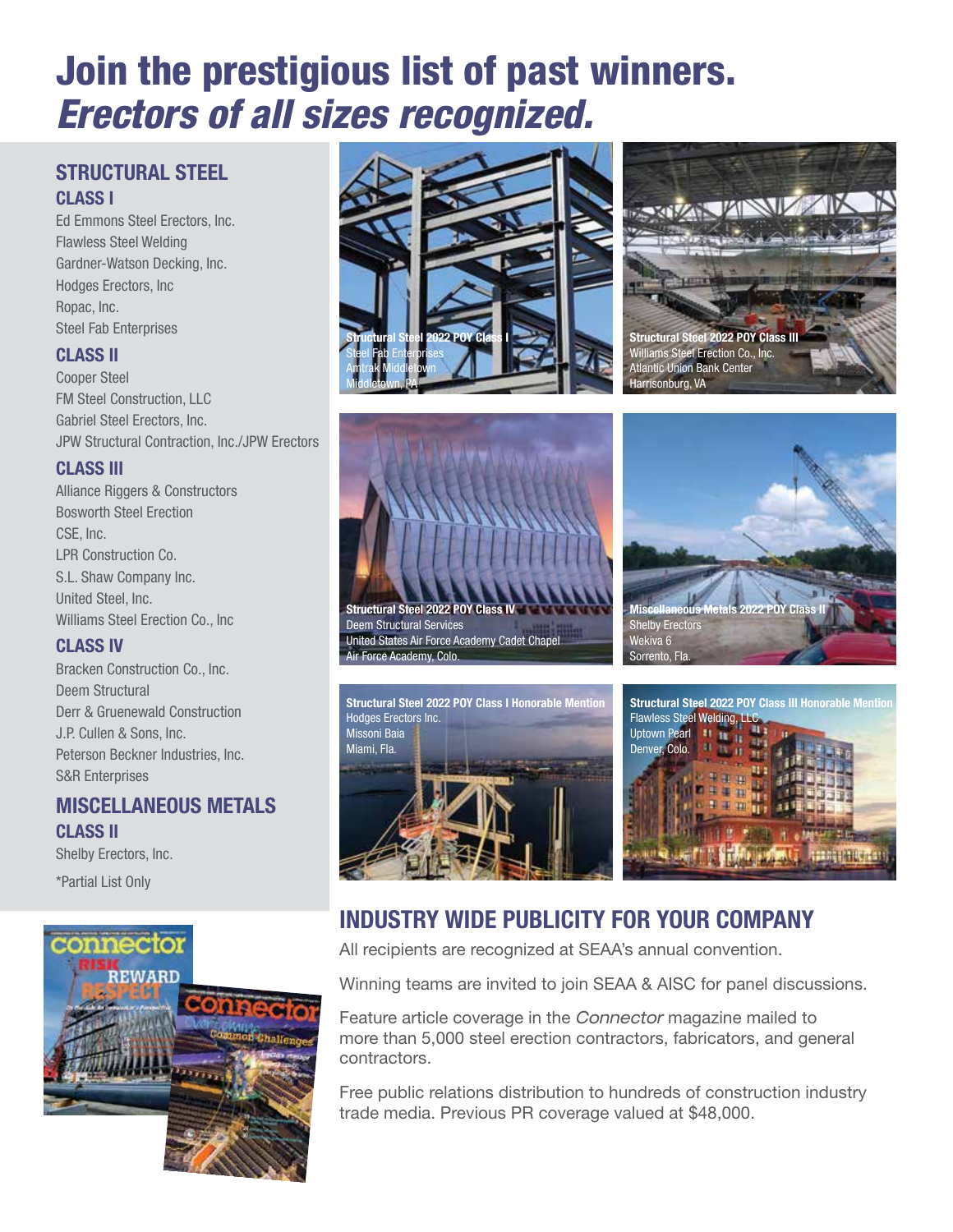# Join the prestigious list of past winners.
# *Erectors of all sizes recognized.*

## STRUCTURAL STEEL

### CLASS I

Ed Emmons Steel Erectors, Inc.
Flawless Steel Welding
Gardner-Watson Decking, Inc.
Hodges Erectors, Inc
Ropac, Inc.
Steel Fab Enterprises

### CLASS II

Cooper Steel
FM Steel Construction, LLC
Gabriel Steel Erectors, Inc.
JPW Structural Contraction, Inc./JPW Erectors

### CLASS III

Alliance Riggers & Constructors
Bosworth Steel Erection
CSE, Inc.
LPR Construction Co.
S.L. Shaw Company Inc.
United Steel, Inc.
Williams Steel Erection Co., Inc

### CLASS IV

Bracken Construction Co., Inc.
Deem Structural
Derr & Gruenewald Construction
J.P. Cullen & Sons, Inc.
Peterson Beckner Industries, Inc.
S&R Enterprises

## MISCELLANEOUS METALS

### CLASS II

Shelby Erectors, Inc.

*Partial List Only

**Structural Steel 2022 POY Class I**
Steel Fab Enterprises
Amtrak Middletown
Middletown, PA

**Structural Steel 2022 POY Class III**
Williams Steel Erection Co., Inc.
Atlantic Union Bank Center
Harrisonburg, VA

**Structural Steel 2022 POY Class IV**
Deem Structural Services
United States Air Force Academy Cadet Chapel
Air Force Academy, Colo.

**Miscellaneous Metals 2022 POY Class II**
Shelby Erectors
Wekiva 6
Sorrento, Fla.

**Structural Steel 2022 POY Class I Honorable Mention**
Hodges Erectors Inc.
Missoni Baia
Miami, Fla.

**Structural Steel 2022 POY Class III Honorable Mention**
Flawless Steel Welding, LLC
Uptown Pearl
Denver, Colo.

## INDUSTRY WIDE PUBLICITY FOR YOUR COMPANY

All recipients are recognized at SEAA's annual convention.

Winning teams are invited to join SEAA & AISC for panel discussions.

Feature article coverage in the *Connector* magazine mailed to more than 5,000 steel erection contractors, fabricators, and general contractors.

Free public relations distribution to hundreds of construction industry trade media. Previous PR coverage valued at $48,000.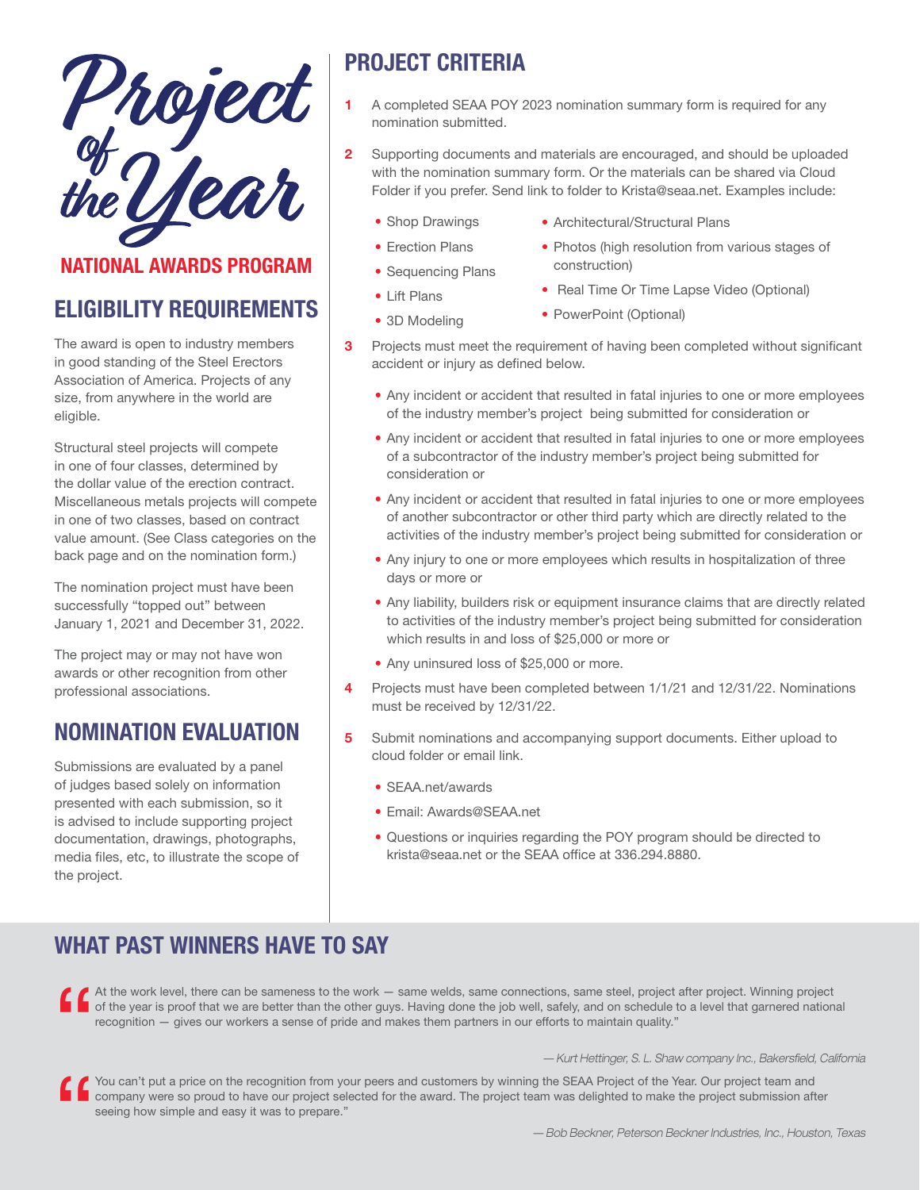# Project of the Year

## NATIONAL AWARDS PROGRAM

## ELIGIBILITY REQUIREMENTS

The award is open to industry members in good standing of the Steel Erectors Association of America. Projects of any size, from anywhere in the world are eligible.

Structural steel projects will compete in one of four classes, determined by the dollar value of the erection contract. Miscellaneous metals projects will compete in one of two classes, based on contract value amount. (See Class categories on the back page and on the nomination form.)

The nomination project must have been successfully "topped out" between January 1, 2021 and December 31, 2022.

The project may or may not have won awards or other recognition from other professional associations.

## NOMINATION EVALUATION

Submissions are evaluated by a panel of judges based solely on information presented with each submission, so it is advised to include supporting project documentation, drawings, photographs, media files, etc, to illustrate the scope of the project.

## PROJECT CRITERIA

1. A completed SEAA POY 2023 nomination summary form is required for any nomination submitted.
2. Supporting documents and materials are encouraged, and should be uploaded with the nomination summary form. Or the materials can be shared via Cloud Folder if you prefer. Send link to folder to Krista@seaa.net. Examples include:
   - Shop Drawings
   - Erection Plans
   - Sequencing Plans
   - Lift Plans
   - 3D Modeling
   - Architectural/Structural Plans
   - Photos (high resolution from various stages of construction)
   - Real Time Or Time Lapse Video (Optional)
   - PowerPoint (Optional)
3. Projects must meet the requirement of having been completed without significant accident or injury as defined below.
   - Any incident or accident that resulted in fatal injuries to one or more employees of the industry member's project being submitted for consideration or
   - Any incident or accident that resulted in fatal injuries to one or more employees of a subcontractor of the industry member's project being submitted for consideration or
   - Any incident or accident that resulted in fatal injuries to one or more employees of another subcontractor or other third party which are directly related to the activities of the industry member's project being submitted for consideration or
   - Any injury to one or more employees which results in hospitalization of three days or more or
   - Any liability, builders risk or equipment insurance claims that are directly related to activities of the industry member's project being submitted for consideration which results in and loss of $25,000 or more or
   - Any uninsured loss of $25,000 or more.
4. Projects must have been completed between 1/1/21 and 12/31/22. Nominations must be received by 12/31/22.
5. Submit nominations and accompanying support documents. Either upload to cloud folder or email link.
   - SEAA.net/awards
   - Email: Awards@SEAA.net
   - Questions or inquiries regarding the POY program should be directed to krista@seaa.net or the SEAA office at 336.294.8880.

## WHAT PAST WINNERS HAVE TO SAY

> "At the work level, there can be sameness to the work — same welds, same connections, same steel, project after project. Winning project of the year is proof that we are better than the other guys. Having done the job well, safely, and on schedule to a level that garnered national recognition — gives our workers a sense of pride and makes them partners in our efforts to maintain quality."
>
> *— Kurt Hettinger, S. L. Shaw company Inc., Bakersfield, California*

> "You can't put a price on the recognition from your peers and customers by winning the SEAA Project of the Year. Our project team and company were so proud to have our project selected for the award. The project team was delighted to make the project submission after seeing how simple and easy it was to prepare."
>
> *— Bob Beckner, Peterson Beckner Industries, Inc., Houston, Texas*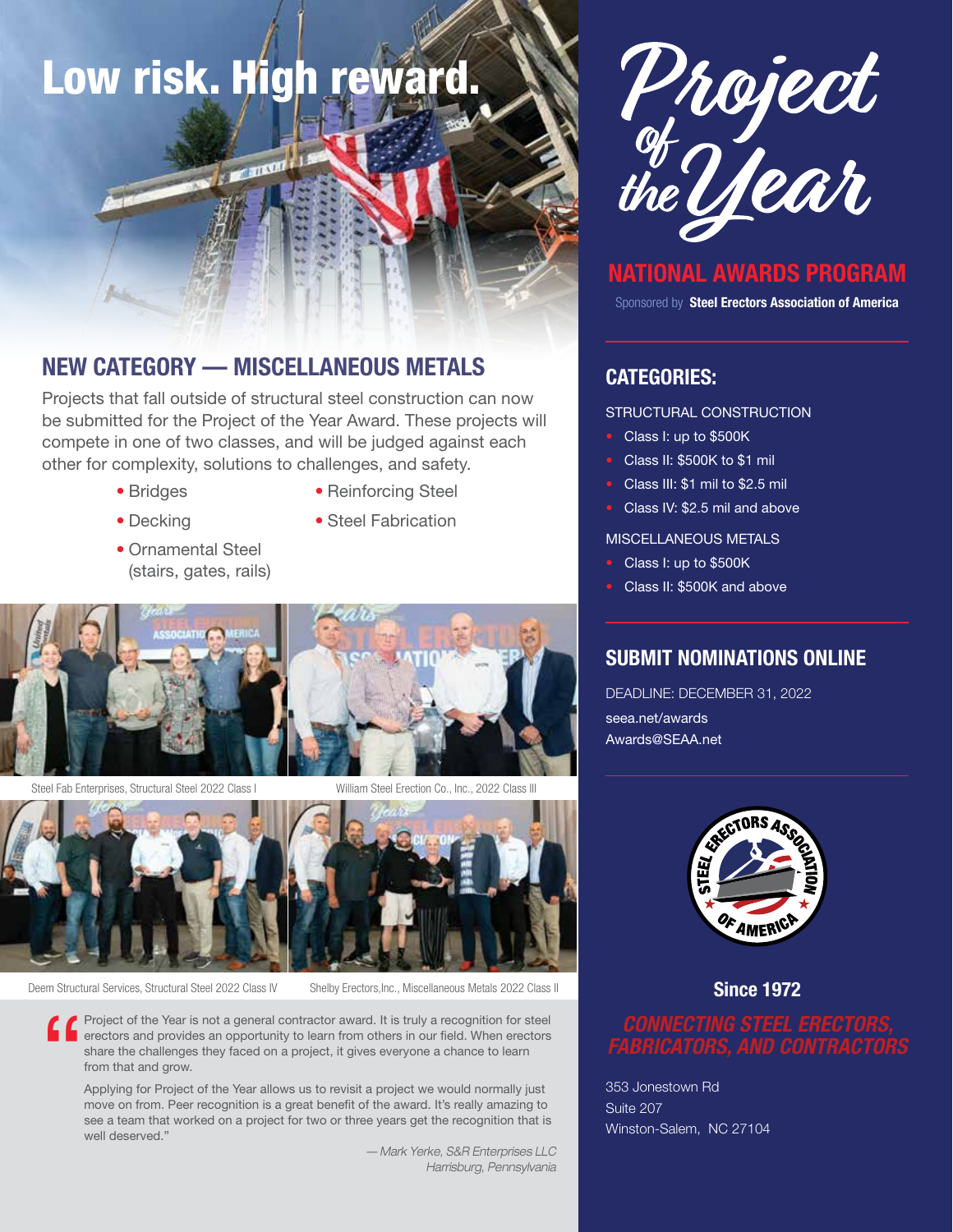# Low risk. High reward.

## NEW CATEGORY — MISCELLANEOUS METALS

Projects that fall outside of structural steel construction can now be submitted for the Project of the Year Award. These projects will compete in one of two classes, and will be judged against each other for complexity, solutions to challenges, and safety.

- Bridges
- Decking
- Ornamental Steel (stairs, gates, rails)
- Reinforcing Steel
- Steel Fabrication

Steel Fab Enterprises, Structural Steel 2022 Class I

William Steel Erection Co., Inc., 2022 Class III

Deem Structural Services, Structural Steel 2022 Class IV

Shelby Erectors,Inc., Miscellaneous Metals 2022 Class II

"Project of the Year is not a general contractor award. It is truly a recognition for steel erectors and provides an opportunity to learn from others in our field. When erectors share the challenges they faced on a project, it gives everyone a chance to learn from that and grow.

Applying for Project of the Year allows us to revisit a project we would normally just move on from. Peer recognition is a great benefit of the award. It's really amazing to see a team that worked on a project for two or three years get the recognition that is well deserved."

*— Mark Yerke, S&R Enterprises LLC*
*Harrisburg, Pennsylvania*

# Project of the Year

## NATIONAL AWARDS PROGRAM

Sponsored by **Steel Erectors Association of America**

## CATEGORIES:

STRUCTURAL CONSTRUCTION

- Class I: up to $500K
- Class II: $500K to $1 mil
- Class III: $1 mil to $2.5 mil
- Class IV: $2.5 mil and above

MISCELLANEOUS METALS

- Class I: up to $500K
- Class II: $500K and above

## SUBMIT NOMINATIONS ONLINE

DEADLINE: DECEMBER 31, 2022

seea.net/awards

Awards@SEAA.net

STEEL ERECTORS ASSOCIATION OF AMERICA

**Since 1972**

*CONNECTING STEEL ERECTORS, FABRICATORS, AND CONTRACTORS*

353 Jonestown Rd
Suite 207
Winston-Salem, NC 27104